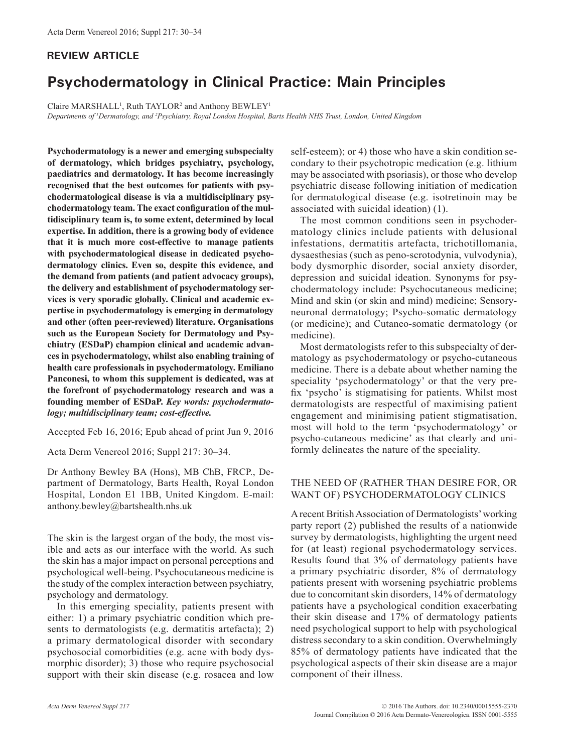REVIEW ARTICLE

# Psychodermatology in Clinical Practice: Main Principles

Claire MARSHALL[1], Ruth TAYLOR[2] and Anthony BEWLEY[1]

*Departments of [1]Dermatology, and [2]Psychiatry, Royal London Hospital, Barts Health NHS Trust, London, United Kingdom*

**Psychodermatology is a newer and emerging subspecialty of dermatology, which bridges psychiatry, psychology, paediatrics and dermatology. It has become increasingly recognised that the best outcomes for patients with psychodermatological disease is via a multidisciplinary psychodermatology team. The exact configuration of the multidisciplinary team is, to some extent, determined by local expertise. In addition, there is a growing body of evidence that it is much more cost-effective to manage patients with psychodermatological disease in dedicated psychodermatology clinics. Even so, despite this evidence, and the demand from patients (and patient advocacy groups), the delivery and establishment of psychodermatology services is very sporadic globally. Clinical and academic expertise in psychodermatology is emerging in dermatology and other (often peer-reviewed) literature. Organisations such as the European Society for Dermatology and Psychiatry (ESDaP) champion clinical and academic advances in psychodermatology, whilst also enabling training of health care professionals in psychodermatology. Emiliano Panconesi, to whom this supplement is dedicated, was at the forefront of psychodermatology research and was a founding member of ESDaP.** ***Key words: psychodermatology; multidisciplinary team; cost-effective.***

Accepted Feb 16, 2016; Epub ahead of print Jun 9, 2016

Acta Derm Venereol 2016; Suppl 217: 30–34.

Dr Anthony Bewley BA (Hons), MB ChB, FRCP., Department of Dermatology, Barts Health, Royal London Hospital, London E1 1BB, United Kingdom. E-mail: anthony.bewley@bartshealth.nhs.uk

The skin is the largest organ of the body, the most visible and acts as our interface with the world. As such the skin has a major impact on personal perceptions and psychological well-being. Psychocutaneous medicine is the study of the complex interaction between psychiatry, psychology and dermatology.

In this emerging speciality, patients present with either: 1) a primary psychiatric condition which presents to dermatologists (e.g. dermatitis artefacta); 2) a primary dermatological disorder with secondary psychosocial comorbidities (e.g. acne with body dysmorphic disorder); 3) those who require psychosocial support with their skin disease (e.g. rosacea and low self-esteem); or 4) those who have a skin condition secondary to their psychotropic medication (e.g. lithium may be associated with psoriasis), or those who develop psychiatric disease following initiation of medication for dermatological disease (e.g. isotretinoin may be associated with suicidal ideation) (1).

The most common conditions seen in psychodermatology clinics include patients with delusional infestations, dermatitis artefacta, trichotillomania, dysaesthesias (such as peno-scrotodynia, vulvodynia), body dysmorphic disorder, social anxiety disorder, depression and suicidal ideation. Synonyms for psychodermatology include: Psychocutaneous medicine; Mind and skin (or skin and mind) medicine; Sensory-neuronal dermatology; Psycho-somatic dermatology (or medicine); and Cutaneo-somatic dermatology (or medicine).

Most dermatologists refer to this subspecialty of dermatology as psychodermatology or psycho-cutaneous medicine. There is a debate about whether naming the speciality 'psychodermatology' or that the very prefix 'psycho' is stigmatising for patients. Whilst most dermatologists are respectful of maximising patient engagement and minimising patient stigmatisation, most will hold to the term 'psychodermatology' or psycho-cutaneous medicine' as that clearly and uniformly delineates the nature of the speciality.

## THE NEED OF (RATHER THAN DESIRE FOR, OR WANT OF) PSYCHODERMATOLOGY CLINICS

A recent British Association of Dermatologists' working party report (2) published the results of a nationwide survey by dermatologists, highlighting the urgent need for (at least) regional psychodermatology services. Results found that 3% of dermatology patients have a primary psychiatric disorder, 8% of dermatology patients present with worsening psychiatric problems due to concomitant skin disorders, 14% of dermatology patients have a psychological condition exacerbating their skin disease and 17% of dermatology patients need psychological support to help with psychological distress secondary to a skin condition. Overwhelmingly 85% of dermatology patients have indicated that the psychological aspects of their skin disease are a major component of their illness.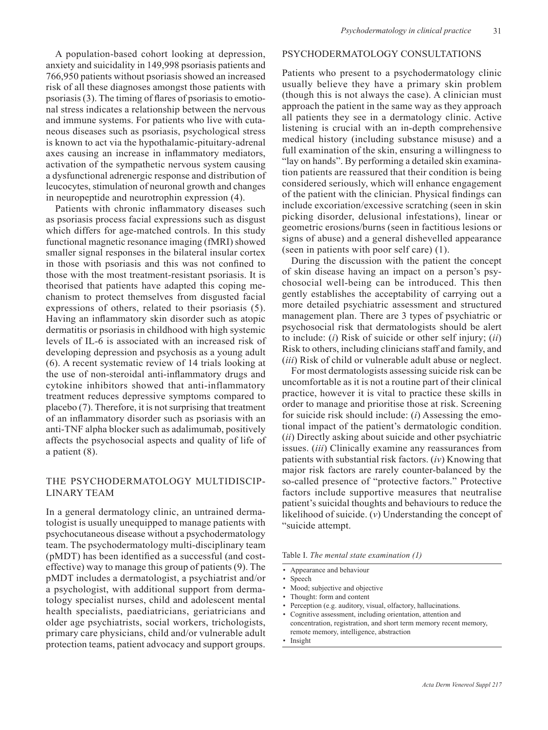A population-based cohort looking at depression, anxiety and suicidality in 149,998 psoriasis patients and 766,950 patients without psoriasis showed an increased risk of all these diagnoses amongst those patients with psoriasis (3). The timing of flares of psoriasis to emotional stress indicates a relationship between the nervous and immune systems. For patients who live with cutaneous diseases such as psoriasis, psychological stress is known to act via the hypothalamic-pituitary-adrenal axes causing an increase in inflammatory mediators, activation of the sympathetic nervous system causing a dysfunctional adrenergic response and distribution of leucocytes, stimulation of neuronal growth and changes in neuropeptide and neurotrophin expression (4).

Patients with chronic inflammatory diseases such as psoriasis process facial expressions such as disgust which differs for age-matched controls. In this study functional magnetic resonance imaging (fMRI) showed smaller signal responses in the bilateral insular cortex in those with psoriasis and this was not confined to those with the most treatment-resistant psoriasis. It is theorised that patients have adapted this coping mechanism to protect themselves from disgusted facial expressions of others, related to their psoriasis (5). Having an inflammatory skin disorder such as atopic dermatitis or psoriasis in childhood with high systemic levels of IL-6 is associated with an increased risk of developing depression and psychosis as a young adult (6). A recent systematic review of 14 trials looking at the use of non-steroidal anti-inflammatory drugs and cytokine inhibitors showed that anti-inflammatory treatment reduces depressive symptoms compared to placebo (7). Therefore, it is not surprising that treatment of an inflammatory disorder such as psoriasis with an anti-TNF alpha blocker such as adalimumab, positively affects the psychosocial aspects and quality of life of a patient (8).

## THE PSYCHODERMATOLOGY MULTIDISCIPLINARY TEAM

In a general dermatology clinic, an untrained dermatologist is usually unequipped to manage patients with psychocutaneous disease without a psychodermatology team. The psychodermatology multi-disciplinary team (pMDT) has been identified as a successful (and cost-effective) way to manage this group of patients (9). The pMDT includes a dermatologist, a psychiatrist and/or a psychologist, with additional support from dermatology specialist nurses, child and adolescent mental health specialists, paediatricians, geriatricians and older age psychiatrists, social workers, trichologists, primary care physicians, child and/or vulnerable adult protection teams, patient advocacy and support groups.

## PSYCHODERMATOLOGY CONSULTATIONS

Patients who present to a psychodermatology clinic usually believe they have a primary skin problem (though this is not always the case). A clinician must approach the patient in the same way as they approach all patients they see in a dermatology clinic. Active listening is crucial with an in-depth comprehensive medical history (including substance misuse) and a full examination of the skin, ensuring a willingness to "lay on hands". By performing a detailed skin examination patients are reassured that their condition is being considered seriously, which will enhance engagement of the patient with the clinician. Physical findings can include excoriation/excessive scratching (seen in skin picking disorder, delusional infestations), linear or geometric erosions/burns (seen in factitious lesions or signs of abuse) and a general dishevelled appearance (seen in patients with poor self care) (1).

During the discussion with the patient the concept of skin disease having an impact on a person's psychosocial well-being can be introduced. This then gently establishes the acceptability of carrying out a more detailed psychiatric assessment and structured management plan. There are 3 types of psychiatric or psychosocial risk that dermatologists should be alert to include: (*i*) Risk of suicide or other self injury; (*ii*) Risk to others, including clinicians staff and family, and (*iii*) Risk of child or vulnerable adult abuse or neglect.

For most dermatologists assessing suicide risk can be uncomfortable as it is not a routine part of their clinical practice, however it is vital to practice these skills in order to manage and prioritise those at risk. Screening for suicide risk should include: (*i*) Assessing the emotional impact of the patient's dermatologic condition. (*ii*) Directly asking about suicide and other psychiatric issues. (*iii*) Clinically examine any reassurances from patients with substantial risk factors. (*iv*) Knowing that major risk factors are rarely counter-balanced by the so-called presence of "protective factors." Protective factors include supportive measures that neutralise patient's suicidal thoughts and behaviours to reduce the likelihood of suicide. (*v*) Understanding the concept of "suicide attempt.

Table I. *The mental state examination (1)*

- Appearance and behaviour
- Speech
- Mood; subjective and objective
- Thought: form and content
- Perception (e.g. auditory, visual, olfactory, hallucinations.
- Cognitive assessment, including orientation, attention and concentration, registration, and short term memory recent memory, remote memory, intelligence, abstraction
- Insight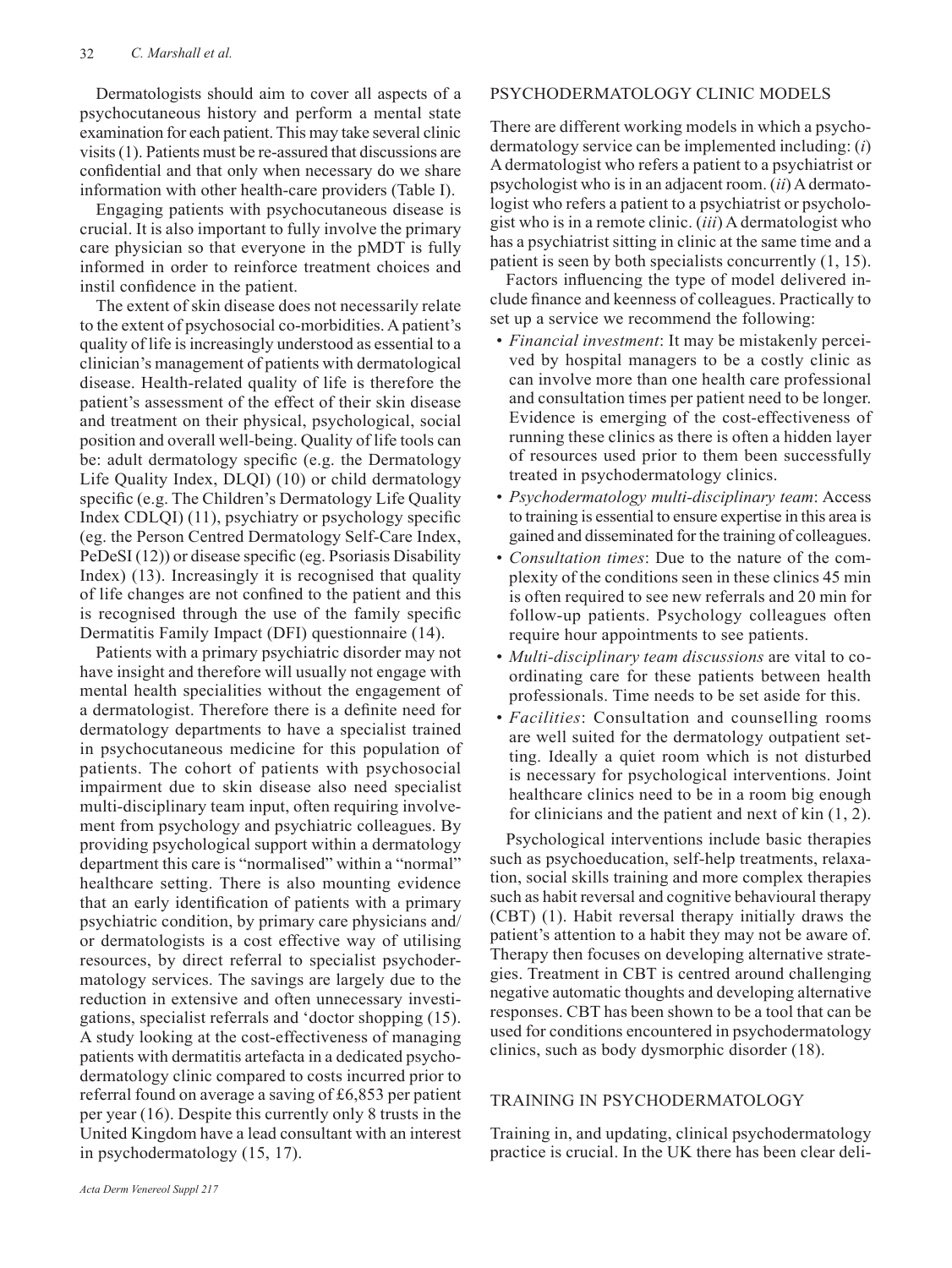Dermatologists should aim to cover all aspects of a psychocutaneous history and perform a mental state examination for each patient. This may take several clinic visits (1). Patients must be re-assured that discussions are confidential and that only when necessary do we share information with other health-care providers (Table I).

Engaging patients with psychocutaneous disease is crucial. It is also important to fully involve the primary care physician so that everyone in the pMDT is fully informed in order to reinforce treatment choices and instil confidence in the patient.

The extent of skin disease does not necessarily relate to the extent of psychosocial co-morbidities. A patient's quality of life is increasingly understood as essential to a clinician's management of patients with dermatological disease. Health-related quality of life is therefore the patient's assessment of the effect of their skin disease and treatment on their physical, psychological, social position and overall well-being. Quality of life tools can be: adult dermatology specific (e.g. the Dermatology Life Quality Index, DLQI) (10) or child dermatology specific (e.g. The Children's Dermatology Life Quality Index CDLQI) (11), psychiatry or psychology specific (eg. the Person Centred Dermatology Self-Care Index, PeDeSI (12)) or disease specific (eg. Psoriasis Disability Index) (13). Increasingly it is recognised that quality of life changes are not confined to the patient and this is recognised through the use of the family specific Dermatitis Family Impact (DFI) questionnaire (14).

Patients with a primary psychiatric disorder may not have insight and therefore will usually not engage with mental health specialities without the engagement of a dermatologist. Therefore there is a definite need for dermatology departments to have a specialist trained in psychocutaneous medicine for this population of patients. The cohort of patients with psychosocial impairment due to skin disease also need specialist multi-disciplinary team input, often requiring involvement from psychology and psychiatric colleagues. By providing psychological support within a dermatology department this care is "normalised" within a "normal" healthcare setting. There is also mounting evidence that an early identification of patients with a primary psychiatric condition, by primary care physicians and/or dermatologists is a cost effective way of utilising resources, by direct referral to specialist psychodermatology services. The savings are largely due to the reduction in extensive and often unnecessary investigations, specialist referrals and 'doctor shopping (15). A study looking at the cost-effectiveness of managing patients with dermatitis artefacta in a dedicated psychodermatology clinic compared to costs incurred prior to referral found on average a saving of £6,853 per patient per year (16). Despite this currently only 8 trusts in the United Kingdom have a lead consultant with an interest in psychodermatology (15, 17).

## PSYCHODERMATOLOGY CLINIC MODELS

There are different working models in which a psychodermatology service can be implemented including: (*i*) A dermatologist who refers a patient to a psychiatrist or psychologist who is in an adjacent room. (*ii*) A dermatologist who refers a patient to a psychiatrist or psychologist who is in a remote clinic. (*iii*) A dermatologist who has a psychiatrist sitting in clinic at the same time and a patient is seen by both specialists concurrently (1, 15).

Factors influencing the type of model delivered include finance and keenness of colleagues. Practically to set up a service we recommend the following:

- *Financial investment*: It may be mistakenly perceived by hospital managers to be a costly clinic as can involve more than one health care professional and consultation times per patient need to be longer. Evidence is emerging of the cost-effectiveness of running these clinics as there is often a hidden layer of resources used prior to them been successfully treated in psychodermatology clinics.
- *Psychodermatology multi-disciplinary team*: Access to training is essential to ensure expertise in this area is gained and disseminated for the training of colleagues.
- *Consultation times*: Due to the nature of the complexity of the conditions seen in these clinics 45 min is often required to see new referrals and 20 min for follow-up patients. Psychology colleagues often require hour appointments to see patients.
- *Multi-disciplinary team discussions* are vital to co-ordinating care for these patients between health professionals. Time needs to be set aside for this.
- *Facilities*: Consultation and counselling rooms are well suited for the dermatology outpatient setting. Ideally a quiet room which is not disturbed is necessary for psychological interventions. Joint healthcare clinics need to be in a room big enough for clinicians and the patient and next of kin (1, 2).

Psychological interventions include basic therapies such as psychoeducation, self-help treatments, relaxation, social skills training and more complex therapies such as habit reversal and cognitive behavioural therapy (CBT) (1). Habit reversal therapy initially draws the patient's attention to a habit they may not be aware of. Therapy then focuses on developing alternative strategies. Treatment in CBT is centred around challenging negative automatic thoughts and developing alternative responses. CBT has been shown to be a tool that can be used for conditions encountered in psychodermatology clinics, such as body dysmorphic disorder (18).

## TRAINING IN PSYCHODERMATOLOGY

Training in, and updating, clinical psychodermatology practice is crucial. In the UK there has been clear deli-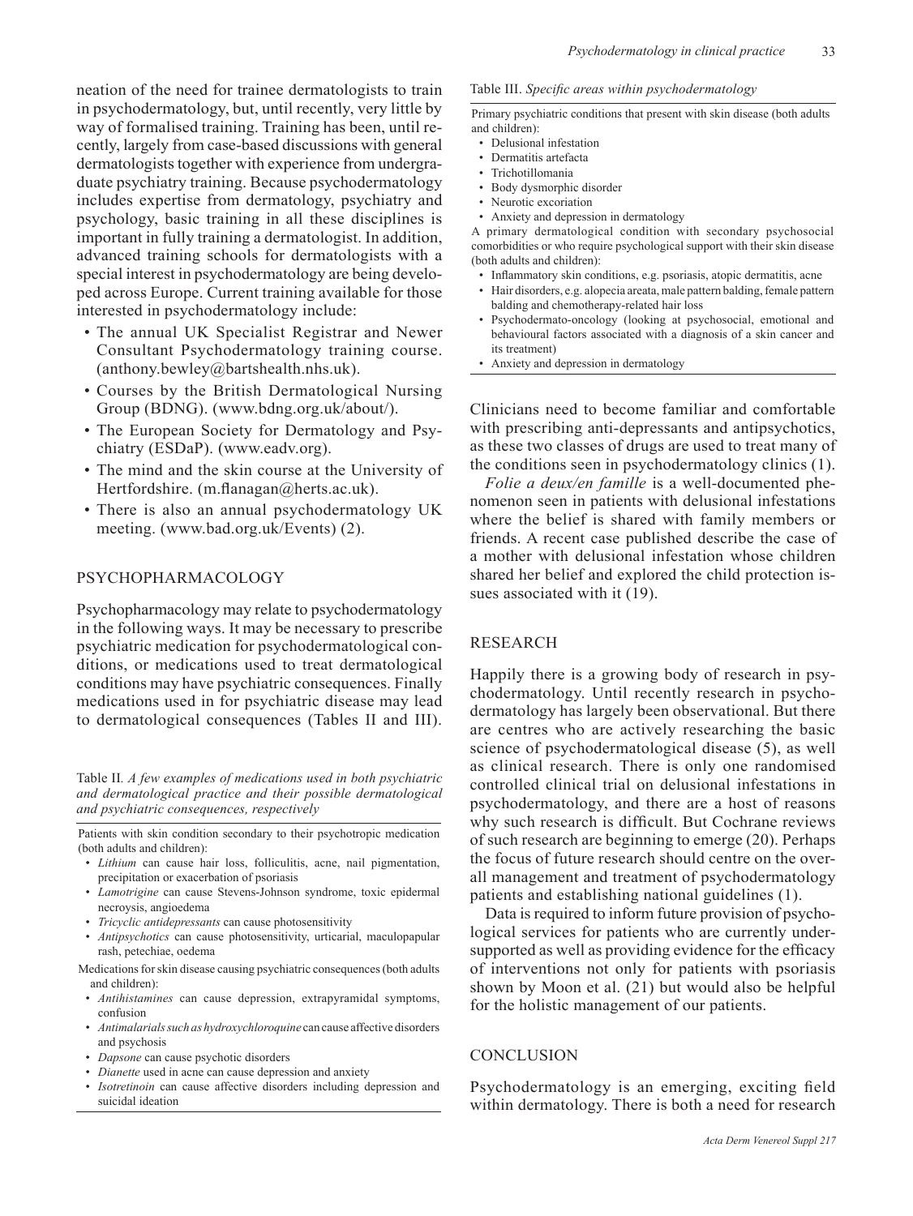neation of the need for trainee dermatologists to train in psychodermatology, but, until recently, very little by way of formalised training. Training has been, until recently, largely from case-based discussions with general dermatologists together with experience from undergraduate psychiatry training. Because psychodermatology includes expertise from dermatology, psychiatry and psychology, basic training in all these disciplines is important in fully training a dermatologist. In addition, advanced training schools for dermatologists with a special interest in psychodermatology are being developed across Europe. Current training available for those interested in psychodermatology include:

- The annual UK Specialist Registrar and Newer Consultant Psychodermatology training course. (anthony.bewley@bartshealth.nhs.uk).
- Courses by the British Dermatological Nursing Group (BDNG). (www.bdng.org.uk/about/).
- The European Society for Dermatology and Psychiatry (ESDaP). (www.eadv.org).
- The mind and the skin course at the University of Hertfordshire. (m.flanagan@herts.ac.uk).
- There is also an annual psychodermatology UK meeting. (www.bad.org.uk/Events) (2).

## PSYCHOPHARMACOLOGY

Psychopharmacology may relate to psychodermatology in the following ways. It may be necessary to prescribe psychiatric medication for psychodermatological conditions, or medications used to treat dermatological conditions may have psychiatric consequences. Finally medications used in for psychiatric disease may lead to dermatological consequences (Tables II and III).

Table II. *A few examples of medications used in both psychiatric and dermatological practice and their possible dermatological and psychiatric consequences, respectively*

Patients with skin condition secondary to their psychotropic medication (both adults and children):

- *Lithium* can cause hair loss, folliculitis, acne, nail pigmentation, precipitation or exacerbation of psoriasis
- *Lamotrigine* can cause Stevens-Johnson syndrome, toxic epidermal necroysis, angioedema
- *Tricyclic antidepressants* can cause photosensitivity
- *Antipsychotics* can cause photosensitivity, urticarial, maculopapular rash, petechiae, oedema

Medications for skin disease causing psychiatric consequences (both adults and children):

- *Antihistamines* can cause depression, extrapyramidal symptoms, confusion
- *Antimalarials such as hydroxychloroquine* can cause affective disorders and psychosis
- *Dapsone* can cause psychotic disorders
- *Dianette* used in acne can cause depression and anxiety
- *Isotretinoin* can cause affective disorders including depression and suicidal ideation

Table III. *Specific areas within psychodermatology*

Primary psychiatric conditions that present with skin disease (both adults and children):

- Delusional infestation
- Dermatitis artefacta
- Trichotillomania
- Body dysmorphic disorder
- Neurotic excoriation
- Anxiety and depression in dermatology

A primary dermatological condition with secondary psychosocial comorbidities or who require psychological support with their skin disease (both adults and children):

- Inflammatory skin conditions, e.g. psoriasis, atopic dermatitis, acne
- Hair disorders, e.g. alopecia areata, male pattern balding, female pattern balding and chemotherapy-related hair loss
- Psychodermato-oncology (looking at psychosocial, emotional and behavioural factors associated with a diagnosis of a skin cancer and its treatment)
- Anxiety and depression in dermatology

Clinicians need to become familiar and comfortable with prescribing anti-depressants and antipsychotics, as these two classes of drugs are used to treat many of the conditions seen in psychodermatology clinics (1).

*Folie a deux/en famille* is a well-documented phenomenon seen in patients with delusional infestations where the belief is shared with family members or friends. A recent case published describe the case of a mother with delusional infestation whose children shared her belief and explored the child protection issues associated with it (19).

## RESEARCH

Happily there is a growing body of research in psychodermatology. Until recently research in psychodermatology has largely been observational. But there are centres who are actively researching the basic science of psychodermatological disease (5), as well as clinical research. There is only one randomised controlled clinical trial on delusional infestations in psychodermatology, and there are a host of reasons why such research is difficult. But Cochrane reviews of such research are beginning to emerge (20). Perhaps the focus of future research should centre on the overall management and treatment of psychodermatology patients and establishing national guidelines (1).

Data is required to inform future provision of psychological services for patients who are currently undersupported as well as providing evidence for the efficacy of interventions not only for patients with psoriasis shown by Moon et al. (21) but would also be helpful for the holistic management of our patients.

## CONCLUSION

Psychodermatology is an emerging, exciting field within dermatology. There is both a need for research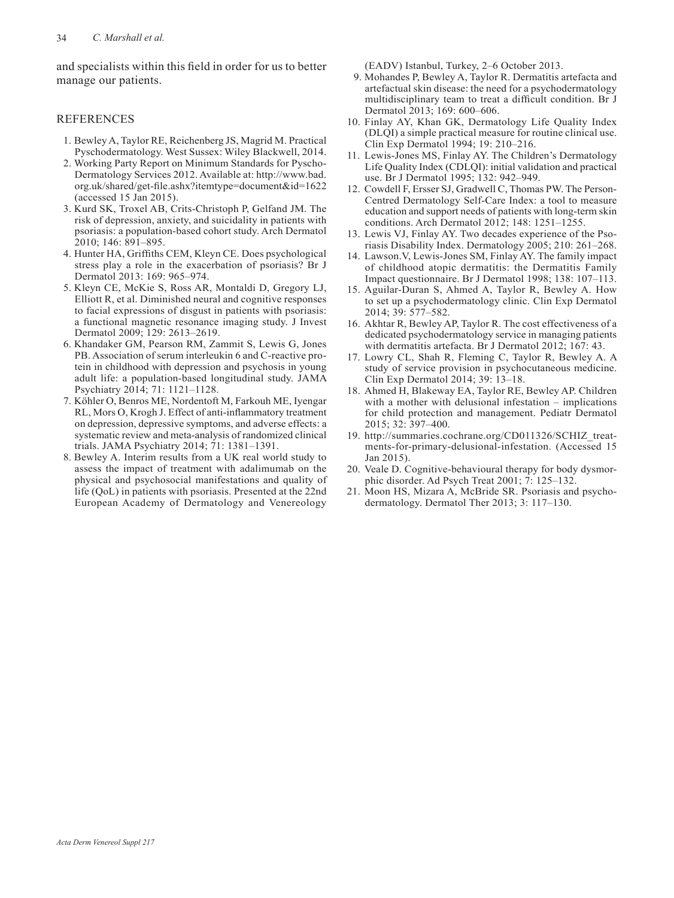and specialists within this field in order for us to better manage our patients.

## REFERENCES

1. Bewley A, Taylor RE, Reichenberg JS, Magrid M. Practical Pyschodermatology. West Sussex: Wiley Blackwell, 2014.
2. Working Party Report on Minimum Standards for Pyscho-Dermatology Services 2012. Available at: http://www.bad.org.uk/shared/get-file.ashx?itemtype=document&id=1622 (accessed 15 Jan 2015).
3. Kurd SK, Troxel AB, Crits-Christoph P, Gelfand JM. The risk of depression, anxiety, and suicidality in patients with psoriasis: a population-based cohort study. Arch Dermatol 2010; 146: 891–895.
4. Hunter HA, Griffiths CEM, Kleyn CE. Does psychological stress play a role in the exacerbation of psoriasis? Br J Dermatol 2013: 169: 965–974.
5. Kleyn CE, McKie S, Ross AR, Montaldi D, Gregory LJ, Elliott R, et al. Diminished neural and cognitive responses to facial expressions of disgust in patients with psoriasis: a functional magnetic resonance imaging study. J Invest Dermatol 2009; 129: 2613–2619.
6. Khandaker GM, Pearson RM, Zammit S, Lewis G, Jones PB. Association of serum interleukin 6 and C-reactive protein in childhood with depression and psychosis in young adult life: a population-based longitudinal study. JAMA Psychiatry 2014; 71: 1121–1128.
7. Köhler O, Benros ME, Nordentoft M, Farkouh ME, Iyengar RL, Mors O, Krogh J. Effect of anti-inflammatory treatment on depression, depressive symptoms, and adverse effects: a systematic review and meta-analysis of randomized clinical trials. JAMA Psychiatry 2014; 71: 1381–1391.
8. Bewley A. Interim results from a UK real world study to assess the impact of treatment with adalimumab on the physical and psychosocial manifestations and quality of life (QoL) in patients with psoriasis. Presented at the 22nd European Academy of Dermatology and Venereology (EADV) Istanbul, Turkey, 2–6 October 2013.
9. Mohandes P, Bewley A, Taylor R. Dermatitis artefacta and artefactual skin disease: the need for a psychodermatology multidisciplinary team to treat a difficult condition. Br J Dermatol 2013; 169: 600–606.
10. Finlay AY, Khan GK, Dermatology Life Quality Index (DLQI) a simple practical measure for routine clinical use. Clin Exp Dermatol 1994; 19: 210–216.
11. Lewis-Jones MS, Finlay AY. The Children's Dermatology Life Quality Index (CDLQI): initial validation and practical use. Br J Dermatol 1995; 132: 942–949.
12. Cowdell F, Ersser SJ, Gradwell C, Thomas PW. The Person-Centred Dermatology Self-Care Index: a tool to measure education and support needs of patients with long-term skin conditions. Arch Dermatol 2012; 148: 1251–1255.
13. Lewis VJ, Finlay AY. Two decades experience of the Psoriasis Disability Index. Dermatology 2005; 210: 261–268.
14. Lawson.V, Lewis-Jones SM, Finlay AY. The family impact of childhood atopic dermatitis: the Dermatitis Family Impact questionnaire. Br J Dermatol 1998; 138: 107–113.
15. Aguilar-Duran S, Ahmed A, Taylor R, Bewley A. How to set up a psychodermatology clinic. Clin Exp Dermatol 2014; 39: 577–582.
16. Akhtar R, Bewley AP, Taylor R. The cost effectiveness of a dedicated psychodermatology service in managing patients with dermatitis artefacta. Br J Dermatol 2012; 167: 43.
17. Lowry CL, Shah R, Fleming C, Taylor R, Bewley A. A study of service provision in psychocutaneous medicine. Clin Exp Dermatol 2014; 39: 13–18.
18. Ahmed H, Blakeway EA, Taylor RE, Bewley AP. Children with a mother with delusional infestation – implications for child protection and management. Pediatr Dermatol 2015; 32: 397–400.
19. http://summaries.cochrane.org/CD011326/SCHIZ_treatments-for-primary-delusional-infestation. (Accessed 15 Jan 2015).
20. Veale D. Cognitive-behavioural therapy for body dysmorphic disorder. Ad Psych Treat 2001; 7: 125–132.
21. Moon HS, Mizara A, McBride SR. Psoriasis and psychodermatology. Dermatol Ther 2013; 3: 117–130.